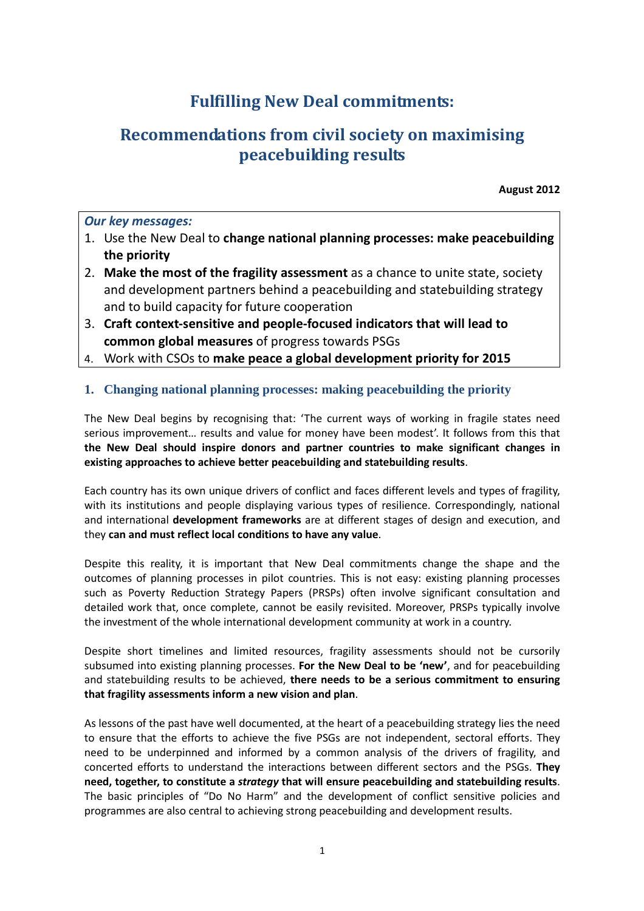# Fulfilling New Deal commitments:

# Recommendations from civil society on maximising peacebuilding results

**August 2012**

***Our key messages:***

1. Use the New Deal to **change national planning processes: make peacebuilding the priority**
2. **Make the most of the fragility assessment** as a chance to unite state, society and development partners behind a peacebuilding and statebuilding strategy and to build capacity for future cooperation
3. **Craft context-sensitive and people-focused indicators that will lead to common global measures** of progress towards PSGs
4. Work with CSOs to **make peace a global development priority for 2015**

## 1. Changing national planning processes: making peacebuilding the priority

The New Deal begins by recognising that: 'The current ways of working in fragile states need serious improvement… results and value for money have been modest'. It follows from this that **the New Deal should inspire donors and partner countries to make significant changes in existing approaches to achieve better peacebuilding and statebuilding results**.

Each country has its own unique drivers of conflict and faces different levels and types of fragility, with its institutions and people displaying various types of resilience. Correspondingly, national and international **development frameworks** are at different stages of design and execution, and they **can and must reflect local conditions to have any value**.

Despite this reality, it is important that New Deal commitments change the shape and the outcomes of planning processes in pilot countries. This is not easy: existing planning processes such as Poverty Reduction Strategy Papers (PRSPs) often involve significant consultation and detailed work that, once complete, cannot be easily revisited. Moreover, PRSPs typically involve the investment of the whole international development community at work in a country.

Despite short timelines and limited resources, fragility assessments should not be cursorily subsumed into existing planning processes. **For the New Deal to be 'new'**, and for peacebuilding and statebuilding results to be achieved, **there needs to be a serious commitment to ensuring that fragility assessments inform a new vision and plan**.

As lessons of the past have well documented, at the heart of a peacebuilding strategy lies the need to ensure that the efforts to achieve the five PSGs are not independent, sectoral efforts. They need to be underpinned and informed by a common analysis of the drivers of fragility, and concerted efforts to understand the interactions between different sectors and the PSGs. **They need, together, to constitute a *strategy* that will ensure peacebuilding and statebuilding results**. The basic principles of "Do No Harm" and the development of conflict sensitive policies and programmes are also central to achieving strong peacebuilding and development results.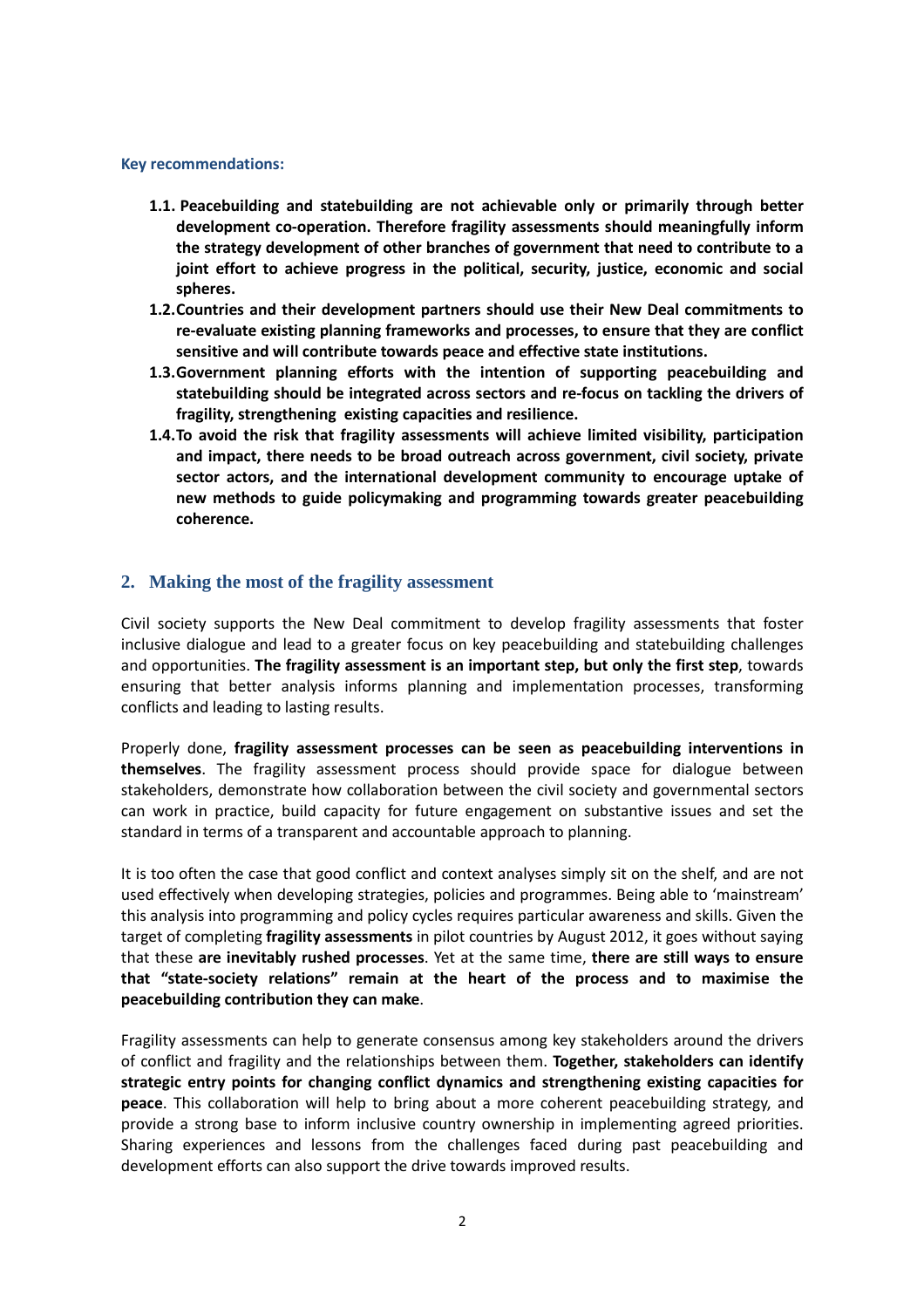**Key recommendations:**

- **1.1. Peacebuilding and statebuilding are not achievable only or primarily through better development co-operation. Therefore fragility assessments should meaningfully inform the strategy development of other branches of government that need to contribute to a joint effort to achieve progress in the political, security, justice, economic and social spheres.**
- **1.2. Countries and their development partners should use their New Deal commitments to re-evaluate existing planning frameworks and processes, to ensure that they are conflict sensitive and will contribute towards peace and effective state institutions.**
- **1.3. Government planning efforts with the intention of supporting peacebuilding and statebuilding should be integrated across sectors and re-focus on tackling the drivers of fragility, strengthening existing capacities and resilience.**
- **1.4. To avoid the risk that fragility assessments will achieve limited visibility, participation and impact, there needs to be broad outreach across government, civil society, private sector actors, and the international development community to encourage uptake of new methods to guide policymaking and programming towards greater peacebuilding coherence.**

## 2. Making the most of the fragility assessment

Civil society supports the New Deal commitment to develop fragility assessments that foster inclusive dialogue and lead to a greater focus on key peacebuilding and statebuilding challenges and opportunities. **The fragility assessment is an important step, but only the first step**, towards ensuring that better analysis informs planning and implementation processes, transforming conflicts and leading to lasting results.

Properly done, **fragility assessment processes can be seen as peacebuilding interventions in themselves**. The fragility assessment process should provide space for dialogue between stakeholders, demonstrate how collaboration between the civil society and governmental sectors can work in practice, build capacity for future engagement on substantive issues and set the standard in terms of a transparent and accountable approach to planning.

It is too often the case that good conflict and context analyses simply sit on the shelf, and are not used effectively when developing strategies, policies and programmes. Being able to 'mainstream' this analysis into programming and policy cycles requires particular awareness and skills. Given the target of completing **fragility assessments** in pilot countries by August 2012, it goes without saying that these **are inevitably rushed processes**. Yet at the same time, **there are still ways to ensure that "state-society relations" remain at the heart of the process and to maximise the peacebuilding contribution they can make**.

Fragility assessments can help to generate consensus among key stakeholders around the drivers of conflict and fragility and the relationships between them. **Together, stakeholders can identify strategic entry points for changing conflict dynamics and strengthening existing capacities for peace**. This collaboration will help to bring about a more coherent peacebuilding strategy, and provide a strong base to inform inclusive country ownership in implementing agreed priorities. Sharing experiences and lessons from the challenges faced during past peacebuilding and development efforts can also support the drive towards improved results.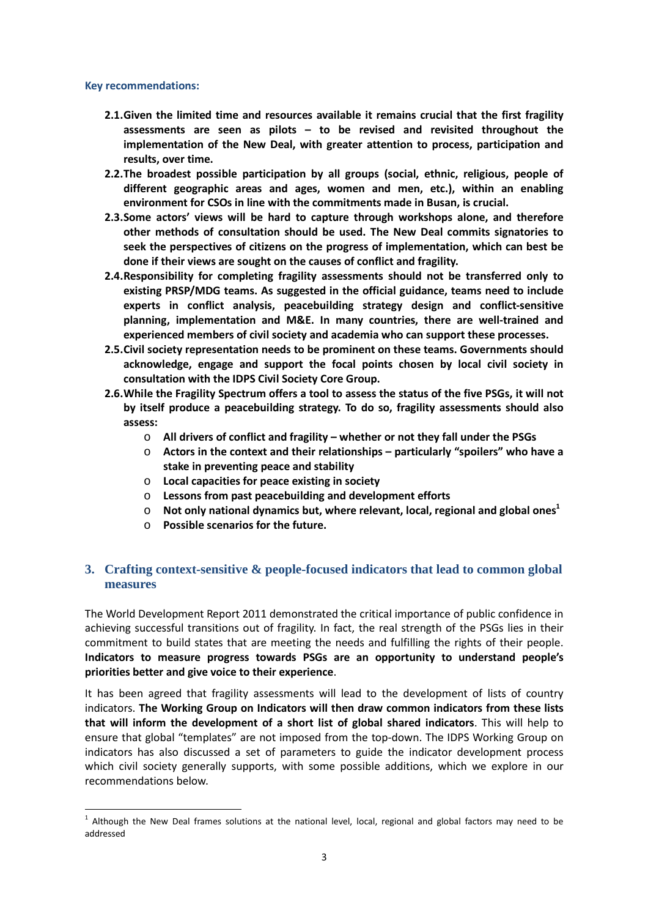**Key recommendations:**

**2.1. Given the limited time and resources available it remains crucial that the first fragility assessments are seen as pilots – to be revised and revisited throughout the implementation of the New Deal, with greater attention to process, participation and results, over time.**

**2.2. The broadest possible participation by all groups (social, ethnic, religious, people of different geographic areas and ages, women and men, etc.), within an enabling environment for CSOs in line with the commitments made in Busan, is crucial.**

**2.3. Some actors' views will be hard to capture through workshops alone, and therefore other methods of consultation should be used. The New Deal commits signatories to seek the perspectives of citizens on the progress of implementation, which can best be done if their views are sought on the causes of conflict and fragility.**

**2.4. Responsibility for completing fragility assessments should not be transferred only to existing PRSP/MDG teams. As suggested in the official guidance, teams need to include experts in conflict analysis, peacebuilding strategy design and conflict-sensitive planning, implementation and M&E. In many countries, there are well-trained and experienced members of civil society and academia who can support these processes.**

**2.5. Civil society representation needs to be prominent on these teams. Governments should acknowledge, engage and support the focal points chosen by local civil society in consultation with the IDPS Civil Society Core Group.**

**2.6. While the Fragility Spectrum offers a tool to assess the status of the five PSGs, it will not by itself produce a peacebuilding strategy. To do so, fragility assessments should also assess:**

- **All drivers of conflict and fragility – whether or not they fall under the PSGs**
- **Actors in the context and their relationships – particularly "spoilers" who have a stake in preventing peace and stability**
- **Local capacities for peace existing in society**
- **Lessons from past peacebuilding and development efforts**
- **Not only national dynamics but, where relevant, local, regional and global ones[1]**
- **Possible scenarios for the future.**

## 3. Crafting context-sensitive & people-focused indicators that lead to common global measures

The World Development Report 2011 demonstrated the critical importance of public confidence in achieving successful transitions out of fragility. In fact, the real strength of the PSGs lies in their commitment to build states that are meeting the needs and fulfilling the rights of their people. **Indicators to measure progress towards PSGs are an opportunity to understand people's priorities better and give voice to their experience**.

It has been agreed that fragility assessments will lead to the development of lists of country indicators. **The Working Group on Indicators will then draw common indicators from these lists that will inform the development of a short list of global shared indicators**. This will help to ensure that global "templates" are not imposed from the top-down. The IDPS Working Group on indicators has also discussed a set of parameters to guide the indicator development process which civil society generally supports, with some possible additions, which we explore in our recommendations below.

---

[1] Although the New Deal frames solutions at the national level, local, regional and global factors may need to be addressed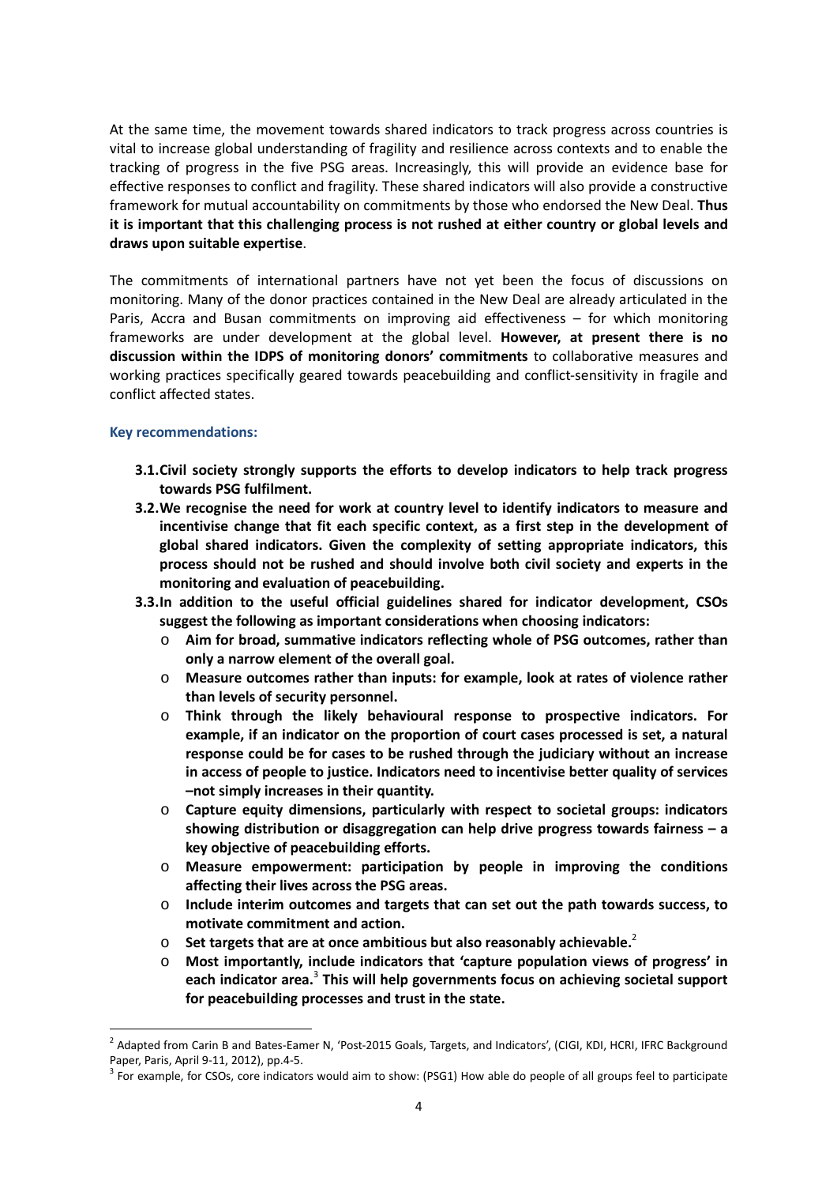At the same time, the movement towards shared indicators to track progress across countries is vital to increase global understanding of fragility and resilience across contexts and to enable the tracking of progress in the five PSG areas. Increasingly, this will provide an evidence base for effective responses to conflict and fragility. These shared indicators will also provide a constructive framework for mutual accountability on commitments by those who endorsed the New Deal. **Thus it is important that this challenging process is not rushed at either country or global levels and draws upon suitable expertise**.

The commitments of international partners have not yet been the focus of discussions on monitoring. Many of the donor practices contained in the New Deal are already articulated in the Paris, Accra and Busan commitments on improving aid effectiveness – for which monitoring frameworks are under development at the global level. **However, at present there is no discussion within the IDPS of monitoring donors' commitments** to collaborative measures and working practices specifically geared towards peacebuilding and conflict-sensitivity in fragile and conflict affected states.

### Key recommendations:

- **3.1. Civil society strongly supports the efforts to develop indicators to help track progress towards PSG fulfilment.**
- **3.2. We recognise the need for work at country level to identify indicators to measure and incentivise change that fit each specific context, as a first step in the development of global shared indicators. Given the complexity of setting appropriate indicators, this process should not be rushed and should involve both civil society and experts in the monitoring and evaluation of peacebuilding.**
- **3.3. In addition to the useful official guidelines shared for indicator development, CSOs suggest the following as important considerations when choosing indicators:**
  - **Aim for broad, summative indicators reflecting whole of PSG outcomes, rather than only a narrow element of the overall goal.**
  - **Measure outcomes rather than inputs: for example, look at rates of violence rather than levels of security personnel.**
  - **Think through the likely behavioural response to prospective indicators. For example, if an indicator on the proportion of court cases processed is set, a natural response could be for cases to be rushed through the judiciary without an increase in access of people to justice. Indicators need to incentivise better quality of services –not simply increases in their quantity.**
  - **Capture equity dimensions, particularly with respect to societal groups: indicators showing distribution or disaggregation can help drive progress towards fairness – a key objective of peacebuilding efforts.**
  - **Measure empowerment: participation by people in improving the conditions affecting their lives across the PSG areas.**
  - **Include interim outcomes and targets that can set out the path towards success, to motivate commitment and action.**
  - **Set targets that are at once ambitious but also reasonably achievable.**[2]
  - **Most importantly, include indicators that 'capture population views of progress' in each indicator area.**[3] **This will help governments focus on achieving societal support for peacebuilding processes and trust in the state.**

---

[2] Adapted from Carin B and Bates-Eamer N, 'Post-2015 Goals, Targets, and Indicators', (CIGI, KDI, HCRI, IFRC Background Paper, Paris, April 9-11, 2012), pp.4-5.

[3] For example, for CSOs, core indicators would aim to show: (PSG1) How able do people of all groups feel to participate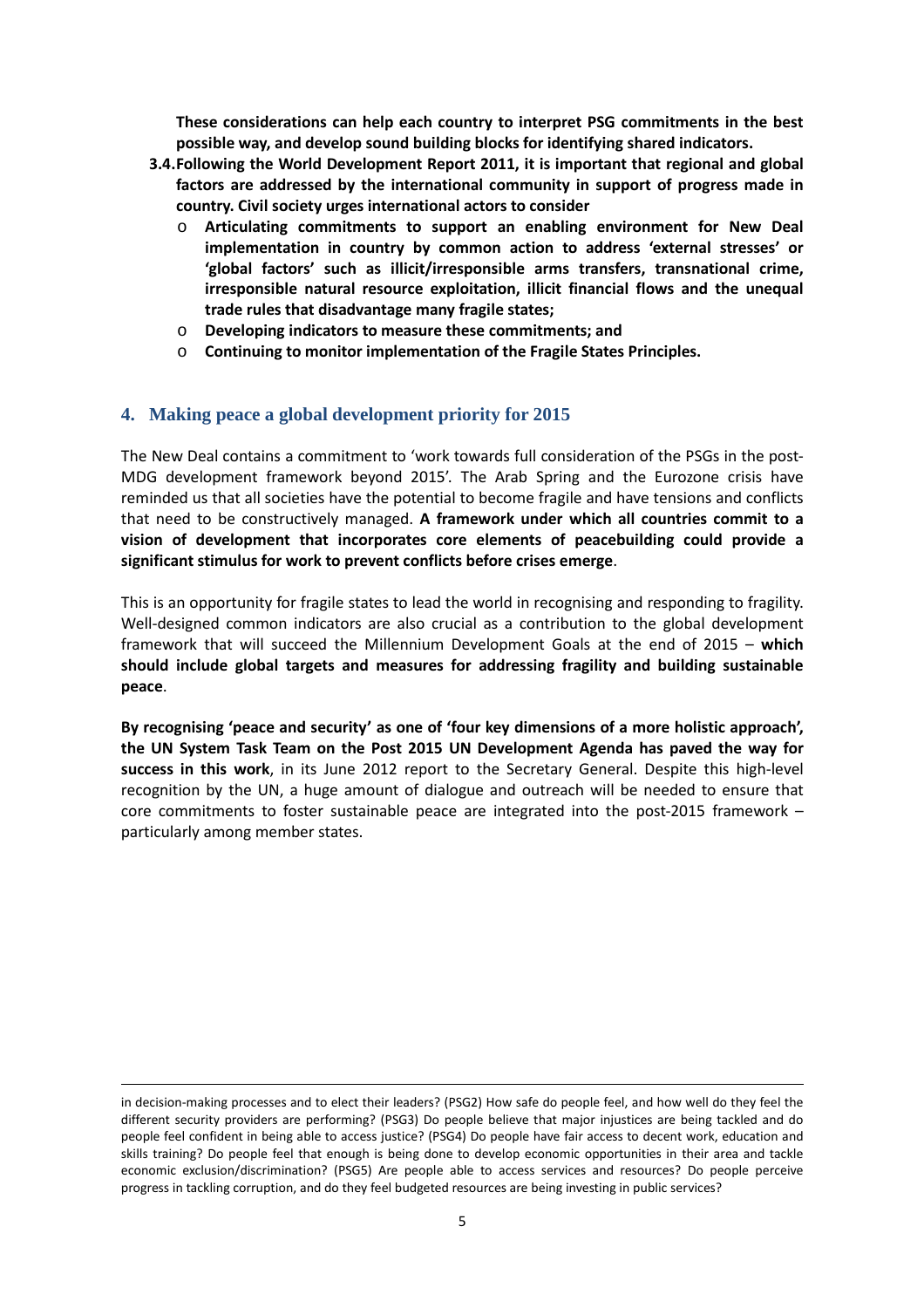**These considerations can help each country to interpret PSG commitments in the best possible way, and develop sound building blocks for identifying shared indicators.**

**3.4. Following the World Development Report 2011, it is important that regional and global factors are addressed by the international community in support of progress made in country. Civil society urges international actors to consider**

- **Articulating commitments to support an enabling environment for New Deal implementation in country by common action to address 'external stresses' or 'global factors' such as illicit/irresponsible arms transfers, transnational crime, irresponsible natural resource exploitation, illicit financial flows and the unequal trade rules that disadvantage many fragile states;**
- **Developing indicators to measure these commitments; and**
- **Continuing to monitor implementation of the Fragile States Principles.**

## 4. Making peace a global development priority for 2015

The New Deal contains a commitment to 'work towards full consideration of the PSGs in the post-MDG development framework beyond 2015'. The Arab Spring and the Eurozone crisis have reminded us that all societies have the potential to become fragile and have tensions and conflicts that need to be constructively managed. **A framework under which all countries commit to a vision of development that incorporates core elements of peacebuilding could provide a significant stimulus for work to prevent conflicts before crises emerge**.

This is an opportunity for fragile states to lead the world in recognising and responding to fragility. Well-designed common indicators are also crucial as a contribution to the global development framework that will succeed the Millennium Development Goals at the end of 2015 – **which should include global targets and measures for addressing fragility and building sustainable peace**.

**By recognising 'peace and security' as one of 'four key dimensions of a more holistic approach', the UN System Task Team on the Post 2015 UN Development Agenda has paved the way for success in this work**, in its June 2012 report to the Secretary General. Despite this high-level recognition by the UN, a huge amount of dialogue and outreach will be needed to ensure that core commitments to foster sustainable peace are integrated into the post-2015 framework – particularly among member states.

---

in decision-making processes and to elect their leaders? (PSG2) How safe do people feel, and how well do they feel the different security providers are performing? (PSG3) Do people believe that major injustices are being tackled and do people feel confident in being able to access justice? (PSG4) Do people have fair access to decent work, education and skills training? Do people feel that enough is being done to develop economic opportunities in their area and tackle economic exclusion/discrimination? (PSG5) Are people able to access services and resources? Do people perceive progress in tackling corruption, and do they feel budgeted resources are being investing in public services?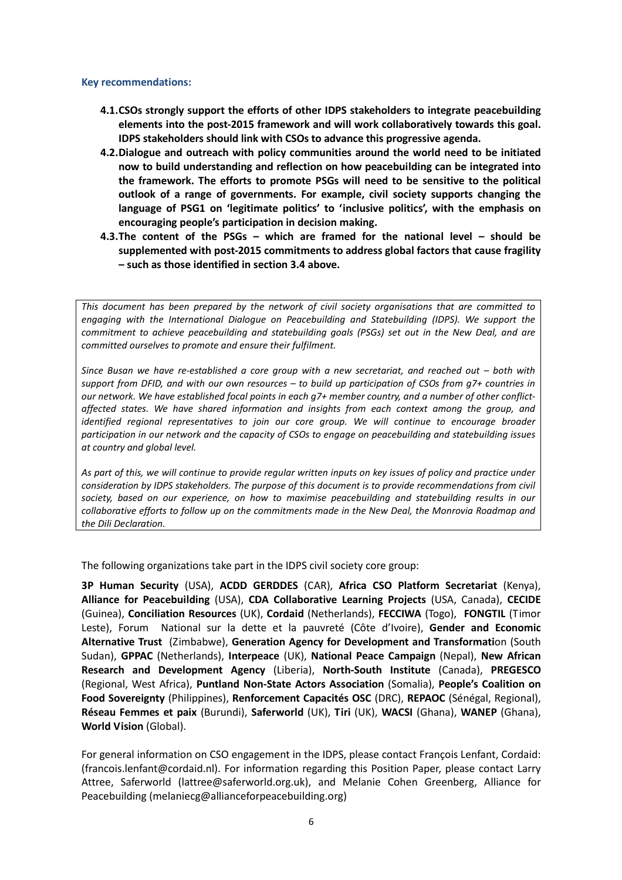**Key recommendations:**

**4.1. CSOs strongly support the efforts of other IDPS stakeholders to integrate peacebuilding elements into the post-2015 framework and will work collaboratively towards this goal. IDPS stakeholders should link with CSOs to advance this progressive agenda.**

**4.2. Dialogue and outreach with policy communities around the world need to be initiated now to build understanding and reflection on how peacebuilding can be integrated into the framework. The efforts to promote PSGs will need to be sensitive to the political outlook of a range of governments. For example, civil society supports changing the language of PSG1 on 'legitimate politics' to 'inclusive politics', with the emphasis on encouraging people's participation in decision making.**

**4.3. The content of the PSGs – which are framed for the national level – should be supplemented with post-2015 commitments to address global factors that cause fragility – such as those identified in section 3.4 above.**

*This document has been prepared by the network of civil society organisations that are committed to engaging with the International Dialogue on Peacebuilding and Statebuilding (IDPS). We support the commitment to achieve peacebuilding and statebuilding goals (PSGs) set out in the New Deal, and are committed ourselves to promote and ensure their fulfilment.*

*Since Busan we have re-established a core group with a new secretariat, and reached out – both with support from DFID, and with our own resources – to build up participation of CSOs from g7+ countries in our network. We have established focal points in each g7+ member country, and a number of other conflict-affected states. We have shared information and insights from each context among the group, and identified regional representatives to join our core group. We will continue to encourage broader participation in our network and the capacity of CSOs to engage on peacebuilding and statebuilding issues at country and global level.*

*As part of this, we will continue to provide regular written inputs on key issues of policy and practice under consideration by IDPS stakeholders. The purpose of this document is to provide recommendations from civil society, based on our experience, on how to maximise peacebuilding and statebuilding results in our collaborative efforts to follow up on the commitments made in the New Deal, the Monrovia Roadmap and the Dili Declaration.*

The following organizations take part in the IDPS civil society core group:

**3P Human Security** (USA), **ACDD GERDDES** (CAR), **Africa CSO Platform Secretariat** (Kenya), **Alliance for Peacebuilding** (USA), **CDA Collaborative Learning Projects** (USA, Canada), **CECIDE** (Guinea), **Conciliation Resources** (UK), **Cordaid** (Netherlands), **FECCIWA** (Togo), **FONGTIL** (Timor Leste), Forum National sur la dette et la pauvreté (Côte d'Ivoire), **Gender and Economic Alternative Trust** (Zimbabwe), **Generation Agency for Development and Transformati**on (South Sudan), **GPPAC** (Netherlands), **Interpeace** (UK), **National Peace Campaign** (Nepal), **New African Research and Development Agency** (Liberia), **North-South Institute** (Canada), **PREGESCO** (Regional, West Africa), **Puntland Non-State Actors Association** (Somalia), **People's Coalition on Food Sovereignty** (Philippines), **Renforcement Capacités OSC** (DRC), **REPAOC** (Sénégal, Regional), **Réseau Femmes et paix** (Burundi), **Saferworld** (UK), **Tiri** (UK), **WACSI** (Ghana), **WANEP** (Ghana), **World Vision** (Global).

For general information on CSO engagement in the IDPS, please contact François Lenfant, Cordaid: (francois.lenfant@cordaid.nl). For information regarding this Position Paper, please contact Larry Attree, Saferworld (lattree@saferworld.org.uk), and Melanie Cohen Greenberg, Alliance for Peacebuilding (melaniecg@allianceforpeacebuilding.org)